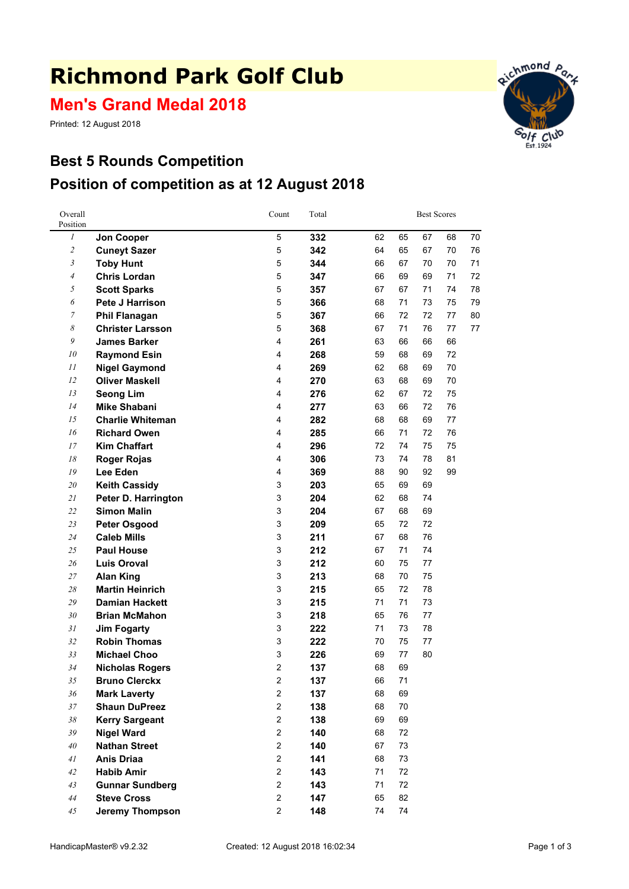# Richmond Park Golf Club

## Men's Grand Medal 2018

Printed: 12 August 2018

## Best 5 Rounds Competition

## Position of competition as at 12 August 2018

| Overall Position | | Count | Total | Best Scores | | | | |
|---|---|---|---|---|---|---|---|---|
| 1 | Jon Cooper | 5 | 332 | 62 | 65 | 67 | 68 | 70 |
| 2 | Cuneyt Sazer | 5 | 342 | 64 | 65 | 67 | 70 | 76 |
| 3 | Toby Hunt | 5 | 344 | 66 | 67 | 70 | 70 | 71 |
| 4 | Chris Lordan | 5 | 347 | 66 | 69 | 69 | 71 | 72 |
| 5 | Scott Sparks | 5 | 357 | 67 | 67 | 71 | 74 | 78 |
| 6 | Pete J Harrison | 5 | 366 | 68 | 71 | 73 | 75 | 79 |
| 7 | Phil Flanagan | 5 | 367 | 66 | 72 | 72 | 77 | 80 |
| 8 | Christer Larsson | 5 | 368 | 67 | 71 | 76 | 77 | 77 |
| 9 | James Barker | 4 | 261 | 63 | 66 | 66 | 66 | |
| 10 | Raymond Esin | 4 | 268 | 59 | 68 | 69 | 72 | |
| 11 | Nigel Gaymond | 4 | 269 | 62 | 68 | 69 | 70 | |
| 12 | Oliver Maskell | 4 | 270 | 63 | 68 | 69 | 70 | |
| 13 | Seong Lim | 4 | 276 | 62 | 67 | 72 | 75 | |
| 14 | Mike Shabani | 4 | 277 | 63 | 66 | 72 | 76 | |
| 15 | Charlie Whiteman | 4 | 282 | 68 | 68 | 69 | 77 | |
| 16 | Richard Owen | 4 | 285 | 66 | 71 | 72 | 76 | |
| 17 | Kim Chaffart | 4 | 296 | 72 | 74 | 75 | 75 | |
| 18 | Roger Rojas | 4 | 306 | 73 | 74 | 78 | 81 | |
| 19 | Lee Eden | 4 | 369 | 88 | 90 | 92 | 99 | |
| 20 | Keith Cassidy | 3 | 203 | 65 | 69 | 69 | | |
| 21 | Peter D. Harrington | 3 | 204 | 62 | 68 | 74 | | |
| 22 | Simon Malin | 3 | 204 | 67 | 68 | 69 | | |
| 23 | Peter Osgood | 3 | 209 | 65 | 72 | 72 | | |
| 24 | Caleb Mills | 3 | 211 | 67 | 68 | 76 | | |
| 25 | Paul House | 3 | 212 | 67 | 71 | 74 | | |
| 26 | Luis Oroval | 3 | 212 | 60 | 75 | 77 | | |
| 27 | Alan King | 3 | 213 | 68 | 70 | 75 | | |
| 28 | Martin Heinrich | 3 | 215 | 65 | 72 | 78 | | |
| 29 | Damian Hackett | 3 | 215 | 71 | 71 | 73 | | |
| 30 | Brian McMahon | 3 | 218 | 65 | 76 | 77 | | |
| 31 | Jim Fogarty | 3 | 222 | 71 | 73 | 78 | | |
| 32 | Robin Thomas | 3 | 222 | 70 | 75 | 77 | | |
| 33 | Michael Choo | 3 | 226 | 69 | 77 | 80 | | |
| 34 | Nicholas Rogers | 2 | 137 | 68 | 69 | | | |
| 35 | Bruno Clerckx | 2 | 137 | 66 | 71 | | | |
| 36 | Mark Laverty | 2 | 137 | 68 | 69 | | | |
| 37 | Shaun DuPreez | 2 | 138 | 68 | 70 | | | |
| 38 | Kerry Sargeant | 2 | 138 | 69 | 69 | | | |
| 39 | Nigel Ward | 2 | 140 | 68 | 72 | | | |
| 40 | Nathan Street | 2 | 140 | 67 | 73 | | | |
| 41 | Anis Driaa | 2 | 141 | 68 | 73 | | | |
| 42 | Habib Amir | 2 | 143 | 71 | 72 | | | |
| 43 | Gunnar Sundberg | 2 | 143 | 71 | 72 | | | |
| 44 | Steve Cross | 2 | 147 | 65 | 82 | | | |
| 45 | Jeremy Thompson | 2 | 148 | 74 | 74 | | | |

HandicapMaster® v9.2.32 Created: 12 August 2018 16:02:34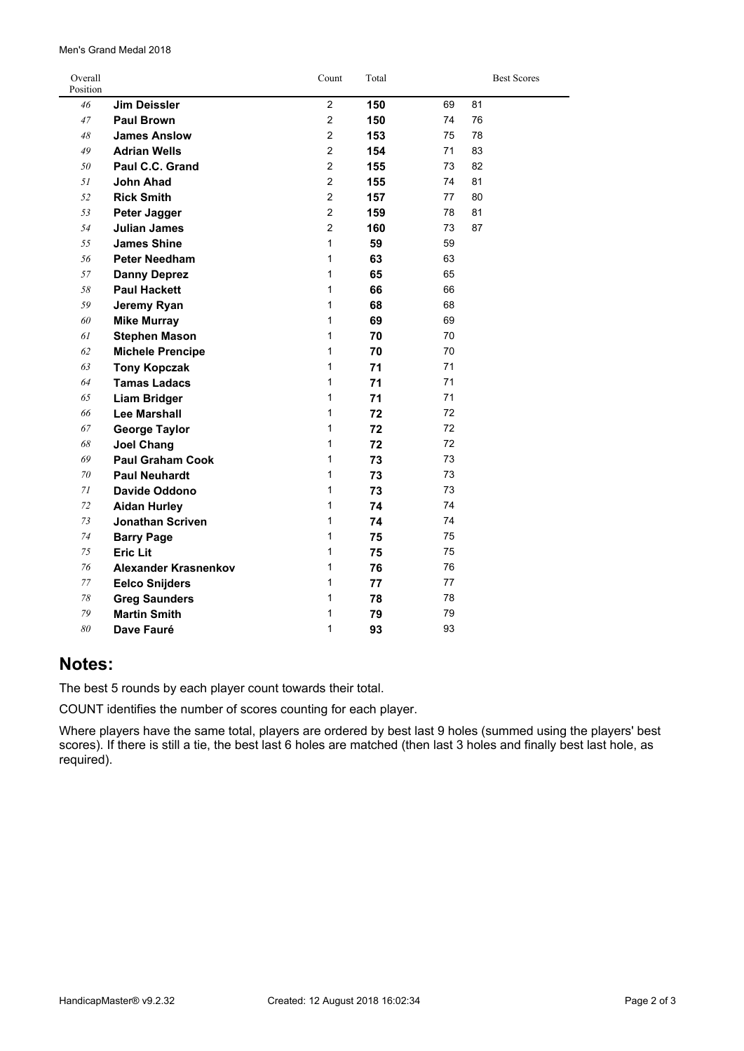Men's Grand Medal 2018

| Overall Position | | Count | Total | Best Scores | |
|---|---|---|---|---|---|
| 46 | **Jim Deissler** | 2 | **150** | 69 | 81 |
| 47 | **Paul Brown** | 2 | **150** | 74 | 76 |
| 48 | **James Anslow** | 2 | **153** | 75 | 78 |
| 49 | **Adrian Wells** | 2 | **154** | 71 | 83 |
| 50 | **Paul C.C. Grand** | 2 | **155** | 73 | 82 |
| 51 | **John Ahad** | 2 | **155** | 74 | 81 |
| 52 | **Rick Smith** | 2 | **157** | 77 | 80 |
| 53 | **Peter Jagger** | 2 | **159** | 78 | 81 |
| 54 | **Julian James** | 2 | **160** | 73 | 87 |
| 55 | **James Shine** | 1 | **59** | 59 | |
| 56 | **Peter Needham** | 1 | **63** | 63 | |
| 57 | **Danny Deprez** | 1 | **65** | 65 | |
| 58 | **Paul Hackett** | 1 | **66** | 66 | |
| 59 | **Jeremy Ryan** | 1 | **68** | 68 | |
| 60 | **Mike Murray** | 1 | **69** | 69 | |
| 61 | **Stephen Mason** | 1 | **70** | 70 | |
| 62 | **Michele Prencipe** | 1 | **70** | 70 | |
| 63 | **Tony Kopczak** | 1 | **71** | 71 | |
| 64 | **Tamas Ladacs** | 1 | **71** | 71 | |
| 65 | **Liam Bridger** | 1 | **71** | 71 | |
| 66 | **Lee Marshall** | 1 | **72** | 72 | |
| 67 | **George Taylor** | 1 | **72** | 72 | |
| 68 | **Joel Chang** | 1 | **72** | 72 | |
| 69 | **Paul Graham Cook** | 1 | **73** | 73 | |
| 70 | **Paul Neuhardt** | 1 | **73** | 73 | |
| 71 | **Davide Oddono** | 1 | **73** | 73 | |
| 72 | **Aidan Hurley** | 1 | **74** | 74 | |
| 73 | **Jonathan Scriven** | 1 | **74** | 74 | |
| 74 | **Barry Page** | 1 | **75** | 75 | |
| 75 | **Eric Lit** | 1 | **75** | 75 | |
| 76 | **Alexander Krasnenkov** | 1 | **76** | 76 | |
| 77 | **Eelco Snijders** | 1 | **77** | 77 | |
| 78 | **Greg Saunders** | 1 | **78** | 78 | |
| 79 | **Martin Smith** | 1 | **79** | 79 | |
| 80 | **Dave Fauré** | 1 | **93** | 93 | |

## Notes:

The best 5 rounds by each player count towards their total.

COUNT identifies the number of scores counting for each player.

Where players have the same total, players are ordered by best last 9 holes (summed using the players' best scores). If there is still a tie, the best last 6 holes are matched (then last 3 holes and finally best last hole, as required).

HandicapMaster® v9.2.32 Created: 12 August 2018 16:02:34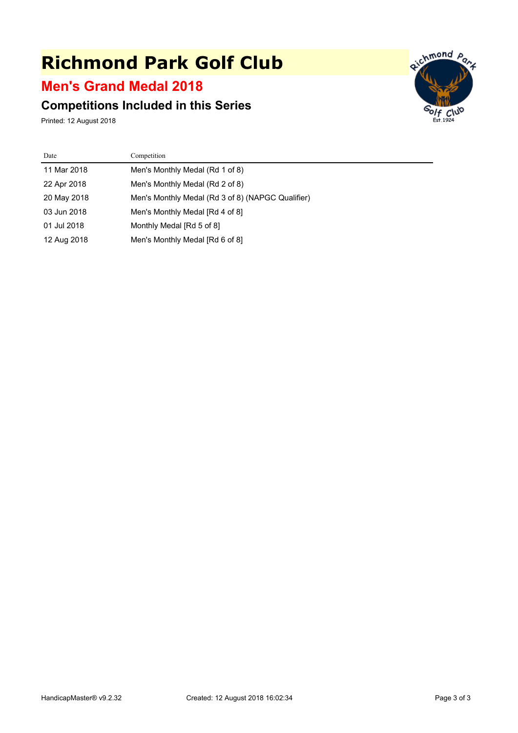# Richmond Park Golf Club

## Men's Grand Medal 2018

### Competitions Included in this Series

Printed: 12 August 2018

| Date | Competition |
| --- | --- |
| 11 Mar 2018 | Men's Monthly Medal (Rd 1 of 8) |
| 22 Apr 2018 | Men's Monthly Medal (Rd 2 of 8) |
| 20 May 2018 | Men's Monthly Medal (Rd 3 of 8) (NAPGC Qualifier) |
| 03 Jun 2018 | Men's Monthly Medal [Rd 4 of 8] |
| 01 Jul 2018 | Monthly Medal [Rd 5 of 8] |
| 12 Aug 2018 | Men's Monthly Medal [Rd 6 of 8] |

HandicapMaster® v9.2.32    Created: 12 August 2018 16:02:34